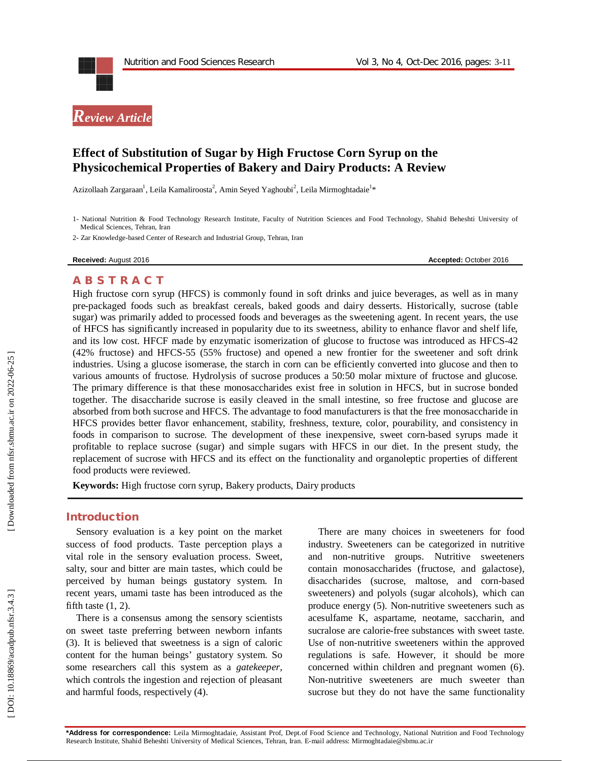*Review Article*

# Effect of Substitution of Sugar by High Fructose Corn Syrup on the Physicochemical Properties of Bakery and Dairy Products: A Review

Azizollaah Zargaraan[1], Leila Kamaliroosta[2], Amin Seyed Yaghoubi[2], Leila Mirmoghtadaie[1]*

1- National Nutrition & Food Technology Research Institute, Faculty of Nutrition Sciences and Food Technology, Shahid Beheshti University of Medical Sciences, Tehran, Iran

2- Zar Knowledge-based Center of Research and Industrial Group, Tehran, Iran

**Received:** August 2016 **Accepted:** October 2016

## ABSTRACT

High fructose corn syrup (HFCS) is commonly found in soft drinks and juice beverages, as well as in many pre-packaged foods such as breakfast cereals, baked goods and dairy desserts. Historically, sucrose (table sugar) was primarily added to processed foods and beverages as the sweetening agent. In recent years, the use of HFCS has significantly increased in popularity due to its sweetness, ability to enhance flavor and shelf life, and its low cost. HFCF made by enzymatic isomerization of glucose to fructose was introduced as HFCS-42 (42% fructose) and HFCS-55 (55% fructose) and opened a new frontier for the sweetener and soft drink industries. Using a glucose isomerase, the starch in corn can be efficiently converted into glucose and then to various amounts of fructose. Hydrolysis of sucrose produces a 50:50 molar mixture of fructose and glucose. The primary difference is that these monosaccharides exist free in solution in HFCS, but in sucrose bonded together. The disaccharide sucrose is easily cleaved in the small intestine, so free fructose and glucose are absorbed from both sucrose and HFCS. The advantage to food manufacturers is that the free monosaccharide in HFCS provides better flavor enhancement, stability, freshness, texture, color, pourability, and consistency in foods in comparison to sucrose. The development of these inexpensive, sweet corn-based syrups made it profitable to replace sucrose (sugar) and simple sugars with HFCS in our diet. In the present study, the replacement of sucrose with HFCS and its effect on the functionality and organoleptic properties of different food products were reviewed.

**Keywords:** High fructose corn syrup, Bakery products, Dairy products

## Introduction

Sensory evaluation is a key point on the market success of food products. Taste perception plays a vital role in the sensory evaluation process. Sweet, salty, sour and bitter are main tastes, which could be perceived by human beings gustatory system. In recent years, umami taste has been introduced as the fifth taste (1, 2).

There is a consensus among the sensory scientists on sweet taste preferring between newborn infants (3). It is believed that sweetness is a sign of caloric content for the human beings' gustatory system. So some researchers call this system as a *gatekeeper*, which controls the ingestion and rejection of pleasant and harmful foods, respectively (4).

There are many choices in sweeteners for food industry. Sweeteners can be categorized in nutritive and non-nutritive groups. Nutritive sweeteners contain monosaccharides (fructose, and galactose), disaccharides (sucrose, maltose, and corn-based sweeteners) and polyols (sugar alcohols), which can produce energy (5). Non-nutritive sweeteners such as acesulfame K, aspartame, neotame, saccharin, and sucralose are calorie-free substances with sweet taste. Use of non-nutritive sweeteners within the approved regulations is safe. However, it should be more concerned within children and pregnant women (6). Non-nutritive sweeteners are much sweeter than sucrose but they do not have the same functionality

**\*Address for correspondence:** Leila Mirmoghtadaie, Assistant Prof, Dept.of Food Science and Technology, National Nutrition and Food Technology Research Institute, Shahid Beheshti University of Medical Sciences, Tehran, Iran. E-mail address: Mirmoghtadaie@sbmu.ac.ir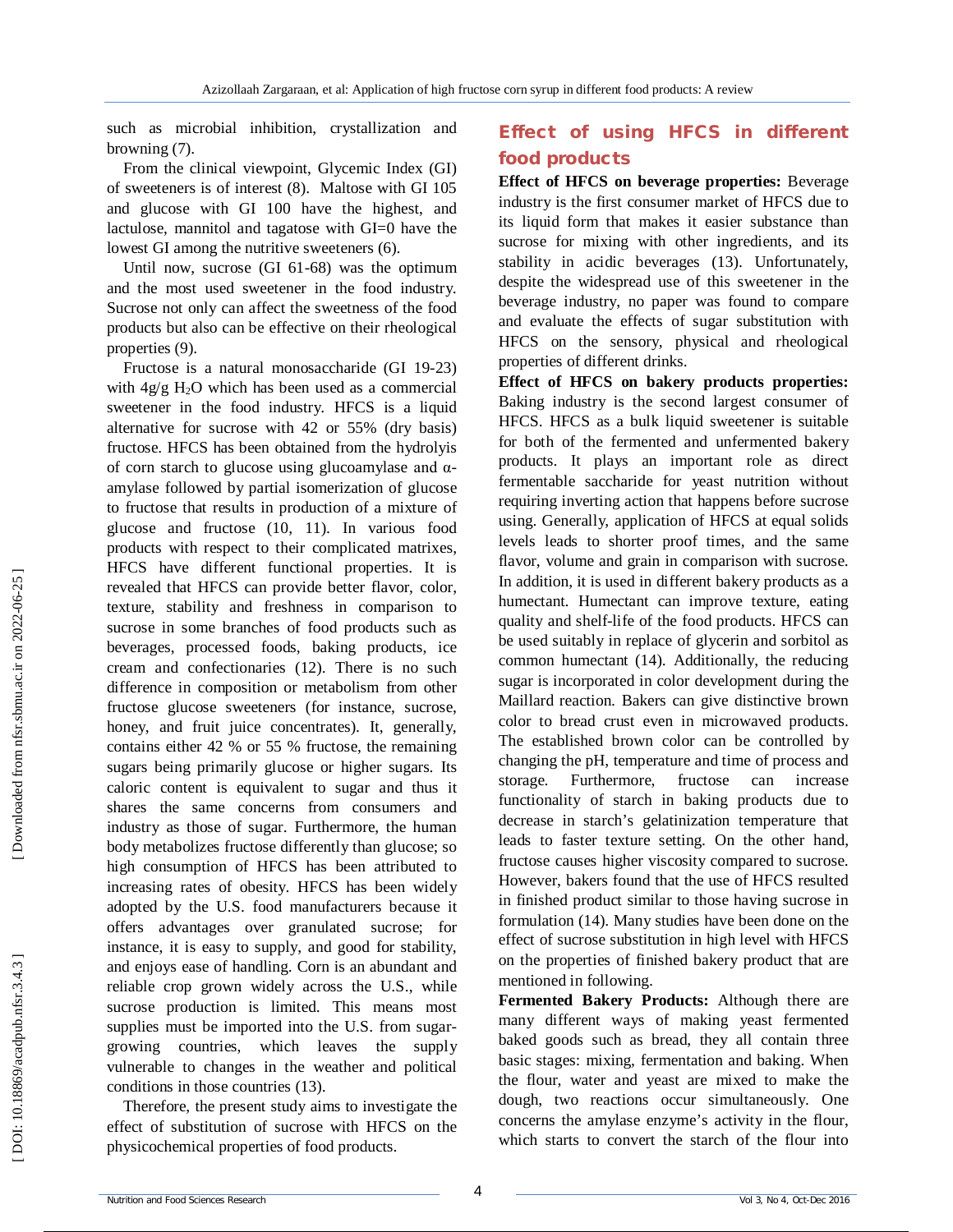such as microbial inhibition, crystallization and browning (7).

From the clinical viewpoint, Glycemic Index (GI) of sweeteners is of interest (8). Maltose with GI 105 and glucose with GI 100 have the highest, and lactulose, mannitol and tagatose with GI=0 have the lowest GI among the nutritive sweeteners (6).

Until now, sucrose (GI 61-68) was the optimum and the most used sweetener in the food industry. Sucrose not only can affect the sweetness of the food products but also can be effective on their rheological properties (9).

Fructose is a natural monosaccharide (GI 19-23) with 4g/g $H_2O$ which has been used as a commercial sweetener in the food industry. HFCS is a liquid alternative for sucrose with 42 or 55% (dry basis) fructose. HFCS has been obtained from the hydrolyis of corn starch to glucose using glucoamylase and α-amylase followed by partial isomerization of glucose to fructose that results in production of a mixture of glucose and fructose (10, 11). In various food products with respect to their complicated matrixes, HFCS have different functional properties. It is revealed that HFCS can provide better flavor, color, texture, stability and freshness in comparison to sucrose in some branches of food products such as beverages, processed foods, baking products, ice cream and confectionaries (12). There is no such difference in composition or metabolism from other fructose glucose sweeteners (for instance, sucrose, honey, and fruit juice concentrates). It, generally, contains either 42 % or 55 % fructose, the remaining sugars being primarily glucose or higher sugars. Its caloric content is equivalent to sugar and thus it shares the same concerns from consumers and industry as those of sugar. Furthermore, the human body metabolizes fructose differently than glucose; so high consumption of HFCS has been attributed to increasing rates of obesity. HFCS has been widely adopted by the U.S. food manufacturers because it offers advantages over granulated sucrose; for instance, it is easy to supply, and good for stability, and enjoys ease of handling. Corn is an abundant and reliable crop grown widely across the U.S., while sucrose production is limited. This means most supplies must be imported into the U.S. from sugar-growing countries, which leaves the supply vulnerable to changes in the weather and political conditions in those countries (13).

Therefore, the present study aims to investigate the effect of substitution of sucrose with HFCS on the physicochemical properties of food products.

## Effect of using HFCS in different food products

**Effect of HFCS on beverage properties:** Beverage industry is the first consumer market of HFCS due to its liquid form that makes it easier substance than sucrose for mixing with other ingredients, and its stability in acidic beverages (13). Unfortunately, despite the widespread use of this sweetener in the beverage industry, no paper was found to compare and evaluate the effects of sugar substitution with HFCS on the sensory, physical and rheological properties of different drinks.

**Effect of HFCS on bakery products properties:** Baking industry is the second largest consumer of HFCS. HFCS as a bulk liquid sweetener is suitable for both of the fermented and unfermented bakery products. It plays an important role as direct fermentable saccharide for yeast nutrition without requiring inverting action that happens before sucrose using. Generally, application of HFCS at equal solids levels leads to shorter proof times, and the same flavor, volume and grain in comparison with sucrose. In addition, it is used in different bakery products as a humectant. Humectant can improve texture, eating quality and shelf-life of the food products. HFCS can be used suitably in replace of glycerin and sorbitol as common humectant (14). Additionally, the reducing sugar is incorporated in color development during the Maillard reaction. Bakers can give distinctive brown color to bread crust even in microwaved products. The established brown color can be controlled by changing the pH, temperature and time of process and storage. Furthermore, fructose can increase functionality of starch in baking products due to decrease in starch's gelatinization temperature that leads to faster texture setting. On the other hand, fructose causes higher viscosity compared to sucrose. However, bakers found that the use of HFCS resulted in finished product similar to those having sucrose in formulation (14). Many studies have been done on the effect of sucrose substitution in high level with HFCS on the properties of finished bakery product that are mentioned in following.

**Fermented Bakery Products:** Although there are many different ways of making yeast fermented baked goods such as bread, they all contain three basic stages: mixing, fermentation and baking. When the flour, water and yeast are mixed to make the dough, two reactions occur simultaneously. One concerns the amylase enzyme's activity in the flour, which starts to convert the starch of the flour into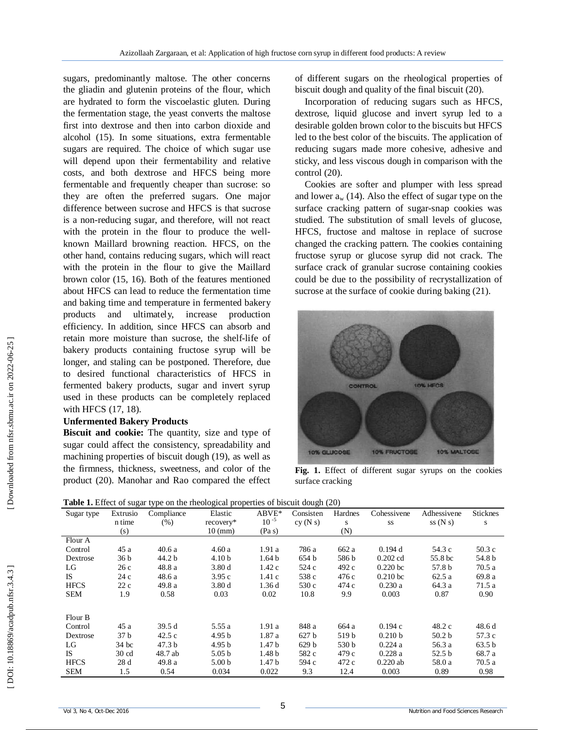sugars, predominantly maltose. The other concerns the gliadin and glutenin proteins of the flour, which are hydrated to form the viscoelastic gluten. During the fermentation stage, the yeast converts the maltose first into dextrose and then into carbon dioxide and alcohol (15). In some situations, extra fermentable sugars are required. The choice of which sugar use will depend upon their fermentability and relative costs, and both dextrose and HFCS being more fermentable and frequently cheaper than sucrose: so they are often the preferred sugars. One major difference between sucrose and HFCS is that sucrose is a non-reducing sugar, and therefore, will not react with the protein in the flour to produce the well-known Maillard browning reaction. HFCS, on the other hand, contains reducing sugars, which will react with the protein in the flour to give the Maillard brown color (15, 16). Both of the features mentioned about HFCS can lead to reduce the fermentation time and baking time and temperature in fermented bakery products and ultimately, increase production efficiency. In addition, since HFCS can absorb and retain more moisture than sucrose, the shelf-life of bakery products containing fructose syrup will be longer, and staling can be postponed. Therefore, due to desired functional characteristics of HFCS in fermented bakery products, sugar and invert syrup used in these products can be completely replaced with HFCS (17, 18).

**Unfermented Bakery Products**

**Biscuit and cookie:** The quantity, size and type of sugar could affect the consistency, spreadability and machining properties of biscuit dough (19), as well as the firmness, thickness, sweetness, and color of the product (20). Manohar and Rao compared the effect of different sugars on the rheological properties of biscuit dough and quality of the final biscuit (20).

Incorporation of reducing sugars such as HFCS, dextrose, liquid glucose and invert syrup led to a desirable golden brown color to the biscuits but HFCS led to the best color of the biscuits. The application of reducing sugars made more cohesive, adhesive and sticky, and less viscous dough in comparison with the control (20).

Cookies are softer and plumper with less spread and lower $a_w$ (14). Also the effect of sugar type on the surface cracking pattern of sugar-snap cookies was studied. The substitution of small levels of glucose, HFCS, fructose and maltose in replace of sucrose changed the cracking pattern. The cookies containing fructose syrup or glucose syrup did not crack. The surface crack of granular sucrose containing cookies could be due to the possibility of recrystallization of sucrose at the surface of cookie during baking (21).

**Fig. 1.** Effect of different sugar syrups on the cookies surface cracking

**Table 1.** Effect of sugar type on the rheological properties of biscuit dough (20)

| Sugar type | Extrusion time (s) | Compliance (%) | Elastic recovery* 10 (mm) | ABVE* $10^{-5}$ (Pa s) | Consistency (N s) | Hardness (N) | Cohessiveness | Adhessiveness (N s) | Stickness |
|---|---|---|---|---|---|---|---|---|---|
| Flour A | | | | | | | | | |
| Control | 45 a | 40.6 a | 4.60 a | 1.91 a | 786 a | 662 a | 0.194 d | 54.3 c | 50.3 c |
| Dextrose | 36 b | 44.2 b | 4.10 b | 1.64 b | 654 b | 586 b | 0.202 cd | 55.8 bc | 54.8 b |
| LG | 26 c | 48.8 a | 3.80 d | 1.42 c | 524 c | 492 c | 0.220 bc | 57.8 b | 70.5 a |
| IS | 24 c | 48.6 a | 3.95 c | 1.41 c | 538 c | 476 c | 0.210 bc | 62.5 a | 69.8 a |
| HFCS | 22 c | 49.8 a | 3.80 d | 1.36 d | 530 c | 474 c | 0.230 a | 64.3 a | 71.5 a |
| SEM | 1.9 | 0.58 | 0.03 | 0.02 | 10.8 | 9.9 | 0.003 | 0.87 | 0.90 |
| Flour B | | | | | | | | | |
| Control | 45 a | 39.5 d | 5.55 a | 1.91 a | 848 a | 664 a | 0.194 c | 48.2 c | 48.6 d |
| Dextrose | 37 b | 42.5 c | 4.95 b | 1.87 a | 627 b | 519 b | 0.210 b | 50.2 b | 57.3 c |
| LG | 34 bc | 47.3 b | 4.95 b | 1.47 b | 629 b | 530 b | 0.224 a | 56.3 a | 63.5 b |
| IS | 30 cd | 48.7 ab | 5.05 b | 1.48 b | 582 c | 479 c | 0.228 a | 52.5 b | 68.7 a |
| HFCS | 28 d | 49.8 a | 5.00 b | 1.47 b | 594 c | 472 c | 0.220 ab | 58.0 a | 70.5 a |
| SEM | 1.5 | 0.54 | 0.034 | 0.022 | 9.3 | 12.4 | 0.003 | 0.89 | 0.98 |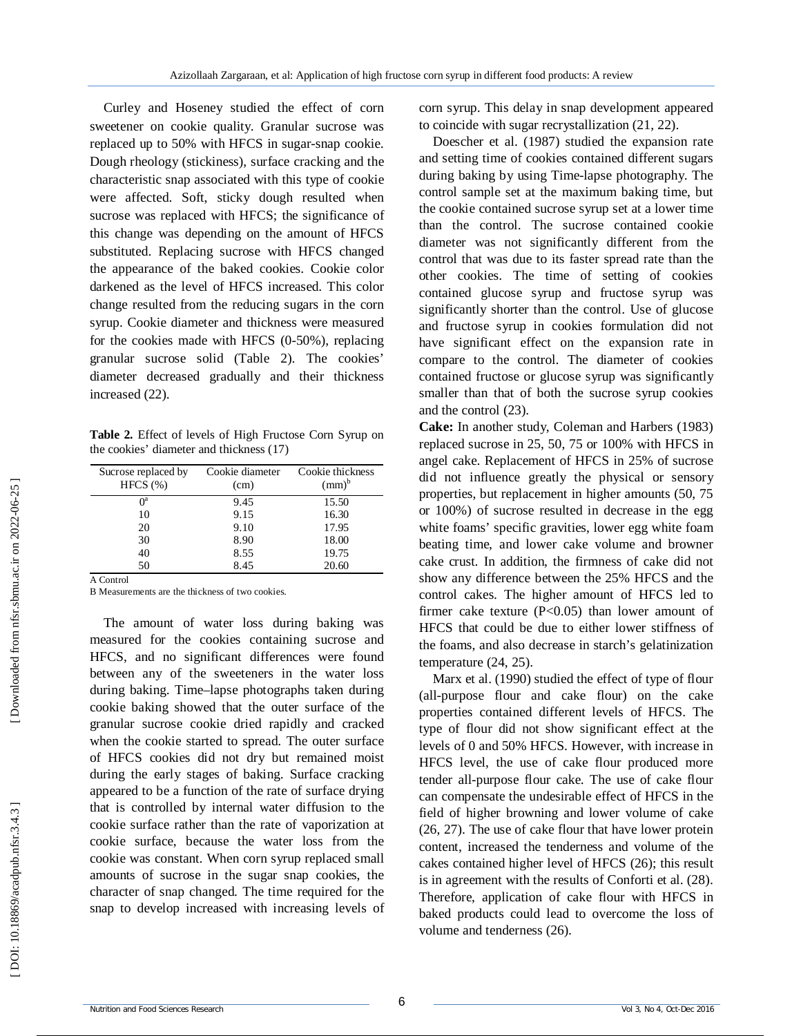Curley and Hoseney studied the effect of corn sweetener on cookie quality. Granular sucrose was replaced up to 50% with HFCS in sugar-snap cookie. Dough rheology (stickiness), surface cracking and the characteristic snap associated with this type of cookie were affected. Soft, sticky dough resulted when sucrose was replaced with HFCS; the significance of this change was depending on the amount of HFCS substituted. Replacing sucrose with HFCS changed the appearance of the baked cookies. Cookie color darkened as the level of HFCS increased. This color change resulted from the reducing sugars in the corn syrup. Cookie diameter and thickness were measured for the cookies made with HFCS (0-50%), replacing granular sucrose solid (Table 2). The cookies' diameter decreased gradually and their thickness increased (22).

**Table 2.** Effect of levels of High Fructose Corn Syrup on the cookies' diameter and thickness (17)

| Sucrose replaced by HFCS (%) | Cookie diameter (cm) | Cookie thickness (mm)[b] |
|---|---|---|
| 0[a] | 9.45 | 15.50 |
| 10 | 9.15 | 16.30 |
| 20 | 9.10 | 17.95 |
| 30 | 8.90 | 18.00 |
| 40 | 8.55 | 19.75 |
| 50 | 8.45 | 20.60 |

A Control

B Measurements are the thickness of two cookies.

The amount of water loss during baking was measured for the cookies containing sucrose and HFCS, and no significant differences were found between any of the sweeteners in the water loss during baking. Time–lapse photographs taken during cookie baking showed that the outer surface of the granular sucrose cookie dried rapidly and cracked when the cookie started to spread. The outer surface of HFCS cookies did not dry but remained moist during the early stages of baking. Surface cracking appeared to be a function of the rate of surface drying that is controlled by internal water diffusion to the cookie surface rather than the rate of vaporization at cookie surface, because the water loss from the cookie was constant. When corn syrup replaced small amounts of sucrose in the sugar snap cookies, the character of snap changed. The time required for the snap to develop increased with increasing levels of corn syrup. This delay in snap development appeared to coincide with sugar recrystallization (21, 22).

Doescher et al. (1987) studied the expansion rate and setting time of cookies contained different sugars during baking by using Time-lapse photography. The control sample set at the maximum baking time, but the cookie contained sucrose syrup set at a lower time than the control. The sucrose contained cookie diameter was not significantly different from the control that was due to its faster spread rate than the other cookies. The time of setting of cookies contained glucose syrup and fructose syrup was significantly shorter than the control. Use of glucose and fructose syrup in cookies formulation did not have significant effect on the expansion rate in compare to the control. The diameter of cookies contained fructose or glucose syrup was significantly smaller than that of both the sucrose syrup cookies and the control (23).

**Cake:** In another study, Coleman and Harbers (1983) replaced sucrose in 25, 50, 75 or 100% with HFCS in angel cake. Replacement of HFCS in 25% of sucrose did not influence greatly the physical or sensory properties, but replacement in higher amounts (50, 75 or 100%) of sucrose resulted in decrease in the egg white foams' specific gravities, lower egg white foam beating time, and lower cake volume and browner cake crust. In addition, the firmness of cake did not show any difference between the 25% HFCS and the control cakes. The higher amount of HFCS led to firmer cake texture ($P<0.05$) than lower amount of HFCS that could be due to either lower stiffness of the foams, and also decrease in starch's gelatinization temperature (24, 25).

Marx et al. (1990) studied the effect of type of flour (all-purpose flour and cake flour) on the cake properties contained different levels of HFCS. The type of flour did not show significant effect at the levels of 0 and 50% HFCS. However, with increase in HFCS level, the use of cake flour produced more tender all-purpose flour cake. The use of cake flour can compensate the undesirable effect of HFCS in the field of higher browning and lower volume of cake (26, 27). The use of cake flour that have lower protein content, increased the tenderness and volume of the cakes contained higher level of HFCS (26); this result is in agreement with the results of Conforti et al. (28). Therefore, application of cake flour with HFCS in baked products could lead to overcome the loss of volume and tenderness (26).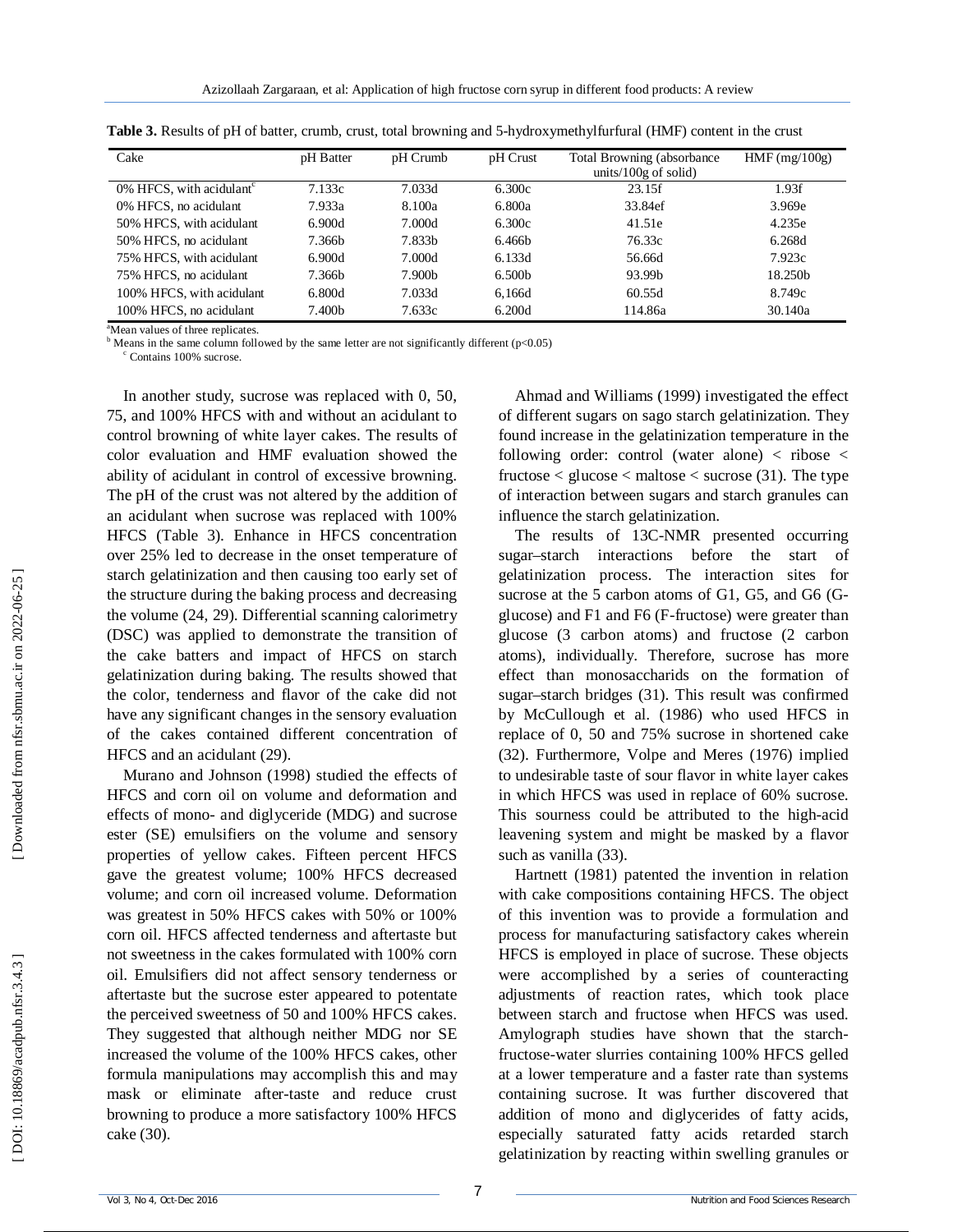**Table 3.** Results of pH of batter, crumb, crust, total browning and 5-hydroxymethylfurfural (HMF) content in the crust

| Cake | pH Batter | pH Crumb | pH Crust | Total Browning (absorbance units/100g of solid) | HMF (mg/100g) |
|---|---|---|---|---|---|
| 0% HFCS, with acidulant[c] | 7.133c | 7.033d | 6.300c | 23.15f | 1.93f |
| 0% HFCS, no acidulant | 7.933a | 8.100a | 6.800a | 33.84ef | 3.969e |
| 50% HFCS, with acidulant | 6.900d | 7.000d | 6.300c | 41.51e | 4.235e |
| 50% HFCS, no acidulant | 7.366b | 7.833b | 6.466b | 76.33c | 6.268d |
| 75% HFCS, with acidulant | 6.900d | 7.000d | 6.133d | 56.66d | 7.923c |
| 75% HFCS, no acidulant | 7.366b | 7.900b | 6.500b | 93.99b | 18.250b |
| 100% HFCS, with acidulant | 6.800d | 7.033d | 6,166d | 60.55d | 8.749c |
| 100% HFCS, no acidulant | 7.400b | 7.633c | 6.200d | 114.86a | 30.140a |

[a]Mean values of three replicates.
[b] Means in the same column followed by the same letter are not significantly different ($p<0.05$)
[c] Contains 100% sucrose.

In another study, sucrose was replaced with 0, 50, 75, and 100% HFCS with and without an acidulant to control browning of white layer cakes. The results of color evaluation and HMF evaluation showed the ability of acidulant in control of excessive browning. The pH of the crust was not altered by the addition of an acidulant when sucrose was replaced with 100% HFCS (Table 3). Enhance in HFCS concentration over 25% led to decrease in the onset temperature of starch gelatinization and then causing too early set of the structure during the baking process and decreasing the volume (24, 29). Differential scanning calorimetry (DSC) was applied to demonstrate the transition of the cake batters and impact of HFCS on starch gelatinization during baking. The results showed that the color, tenderness and flavor of the cake did not have any significant changes in the sensory evaluation of the cakes contained different concentration of HFCS and an acidulant (29).

Murano and Johnson (1998) studied the effects of HFCS and corn oil on volume and deformation and effects of mono- and diglyceride (MDG) and sucrose ester (SE) emulsifiers on the volume and sensory properties of yellow cakes. Fifteen percent HFCS gave the greatest volume; 100% HFCS decreased volume; and corn oil increased volume. Deformation was greatest in 50% HFCS cakes with 50% or 100% corn oil. HFCS affected tenderness and aftertaste but not sweetness in the cakes formulated with 100% corn oil. Emulsifiers did not affect sensory tenderness or aftertaste but the sucrose ester appeared to potentate the perceived sweetness of 50 and 100% HFCS cakes. They suggested that although neither MDG nor SE increased the volume of the 100% HFCS cakes, other formula manipulations may accomplish this and may mask or eliminate after-taste and reduce crust browning to produce a more satisfactory 100% HFCS cake (30).

Ahmad and Williams (1999) investigated the effect of different sugars on sago starch gelatinization. They found increase in the gelatinization temperature in the following order: control (water alone) < ribose < fructose < glucose < maltose < sucrose (31). The type of interaction between sugars and starch granules can influence the starch gelatinization.

The results of 13C-NMR presented occurring sugar–starch interactions before the start of gelatinization process. The interaction sites for sucrose at the 5 carbon atoms of G1, G5, and G6 (G-glucose) and F1 and F6 (F-fructose) were greater than glucose (3 carbon atoms) and fructose (2 carbon atoms), individually. Therefore, sucrose has more effect than monosaccharids on the formation of sugar–starch bridges (31). This result was confirmed by McCullough et al. (1986) who used HFCS in replace of 0, 50 and 75% sucrose in shortened cake (32). Furthermore, Volpe and Meres (1976) implied to undesirable taste of sour flavor in white layer cakes in which HFCS was used in replace of 60% sucrose. This sourness could be attributed to the high-acid leavening system and might be masked by a flavor such as vanilla (33).

Hartnett (1981) patented the invention in relation with cake compositions containing HFCS. The object of this invention was to provide a formulation and process for manufacturing satisfactory cakes wherein HFCS is employed in place of sucrose. These objects were accomplished by a series of counteracting adjustments of reaction rates, which took place between starch and fructose when HFCS was used. Amylograph studies have shown that the starch-fructose-water slurries containing 100% HFCS gelled at a lower temperature and a faster rate than systems containing sucrose. It was further discovered that addition of mono and diglycerides of fatty acids, especially saturated fatty acids retarded starch gelatinization by reacting within swelling granules or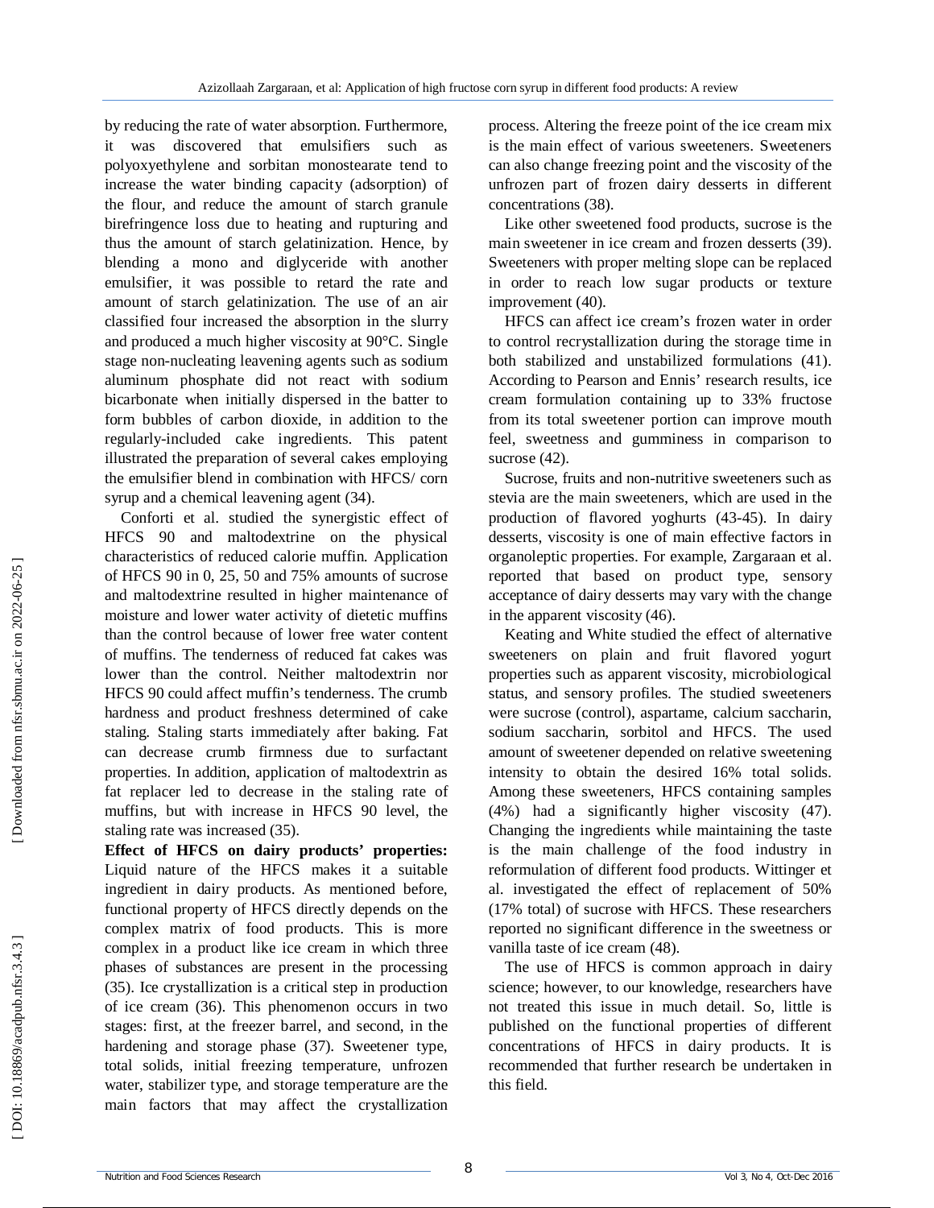by reducing the rate of water absorption. Furthermore, it was discovered that emulsifiers such as polyoxyethylene and sorbitan monostearate tend to increase the water binding capacity (adsorption) of the flour, and reduce the amount of starch granule birefringence loss due to heating and rupturing and thus the amount of starch gelatinization. Hence, by blending a mono and diglyceride with another emulsifier, it was possible to retard the rate and amount of starch gelatinization. The use of an air classified four increased the absorption in the slurry and produced a much higher viscosity at 90°C. Single stage non-nucleating leavening agents such as sodium aluminum phosphate did not react with sodium bicarbonate when initially dispersed in the batter to form bubbles of carbon dioxide, in addition to the regularly-included cake ingredients. This patent illustrated the preparation of several cakes employing the emulsifier blend in combination with HFCS/ corn syrup and a chemical leavening agent (34).

Conforti et al. studied the synergistic effect of HFCS 90 and maltodextrine on the physical characteristics of reduced calorie muffin. Application of HFCS 90 in 0, 25, 50 and 75% amounts of sucrose and maltodextrine resulted in higher maintenance of moisture and lower water activity of dietetic muffins than the control because of lower free water content of muffins. The tenderness of reduced fat cakes was lower than the control. Neither maltodextrin nor HFCS 90 could affect muffin's tenderness. The crumb hardness and product freshness determined of cake staling. Staling starts immediately after baking. Fat can decrease crumb firmness due to surfactant properties. In addition, application of maltodextrin as fat replacer led to decrease in the staling rate of muffins, but with increase in HFCS 90 level, the staling rate was increased (35).

**Effect of HFCS on dairy products' properties:** Liquid nature of the HFCS makes it a suitable ingredient in dairy products. As mentioned before, functional property of HFCS directly depends on the complex matrix of food products. This is more complex in a product like ice cream in which three phases of substances are present in the processing (35). Ice crystallization is a critical step in production of ice cream (36). This phenomenon occurs in two stages: first, at the freezer barrel, and second, in the hardening and storage phase (37). Sweetener type, total solids, initial freezing temperature, unfrozen water, stabilizer type, and storage temperature are the main factors that may affect the crystallization process. Altering the freeze point of the ice cream mix is the main effect of various sweeteners. Sweeteners can also change freezing point and the viscosity of the unfrozen part of frozen dairy desserts in different concentrations (38).

Like other sweetened food products, sucrose is the main sweetener in ice cream and frozen desserts (39). Sweeteners with proper melting slope can be replaced in order to reach low sugar products or texture improvement (40).

HFCS can affect ice cream's frozen water in order to control recrystallization during the storage time in both stabilized and unstabilized formulations (41). According to Pearson and Ennis' research results, ice cream formulation containing up to 33% fructose from its total sweetener portion can improve mouth feel, sweetness and gumminess in comparison to sucrose (42).

Sucrose, fruits and non-nutritive sweeteners such as stevia are the main sweeteners, which are used in the production of flavored yoghurts (43-45). In dairy desserts, viscosity is one of main effective factors in organoleptic properties. For example, Zargaraan et al. reported that based on product type, sensory acceptance of dairy desserts may vary with the change in the apparent viscosity (46).

Keating and White studied the effect of alternative sweeteners on plain and fruit flavored yogurt properties such as apparent viscosity, microbiological status, and sensory profiles. The studied sweeteners were sucrose (control), aspartame, calcium saccharin, sodium saccharin, sorbitol and HFCS. The used amount of sweetener depended on relative sweetening intensity to obtain the desired 16% total solids. Among these sweeteners, HFCS containing samples (4%) had a significantly higher viscosity (47). Changing the ingredients while maintaining the taste is the main challenge of the food industry in reformulation of different food products. Wittinger et al. investigated the effect of replacement of 50% (17% total) of sucrose with HFCS. These researchers reported no significant difference in the sweetness or vanilla taste of ice cream (48).

The use of HFCS is common approach in dairy science; however, to our knowledge, researchers have not treated this issue in much detail. So, little is published on the functional properties of different concentrations of HFCS in dairy products. It is recommended that further research be undertaken in this field.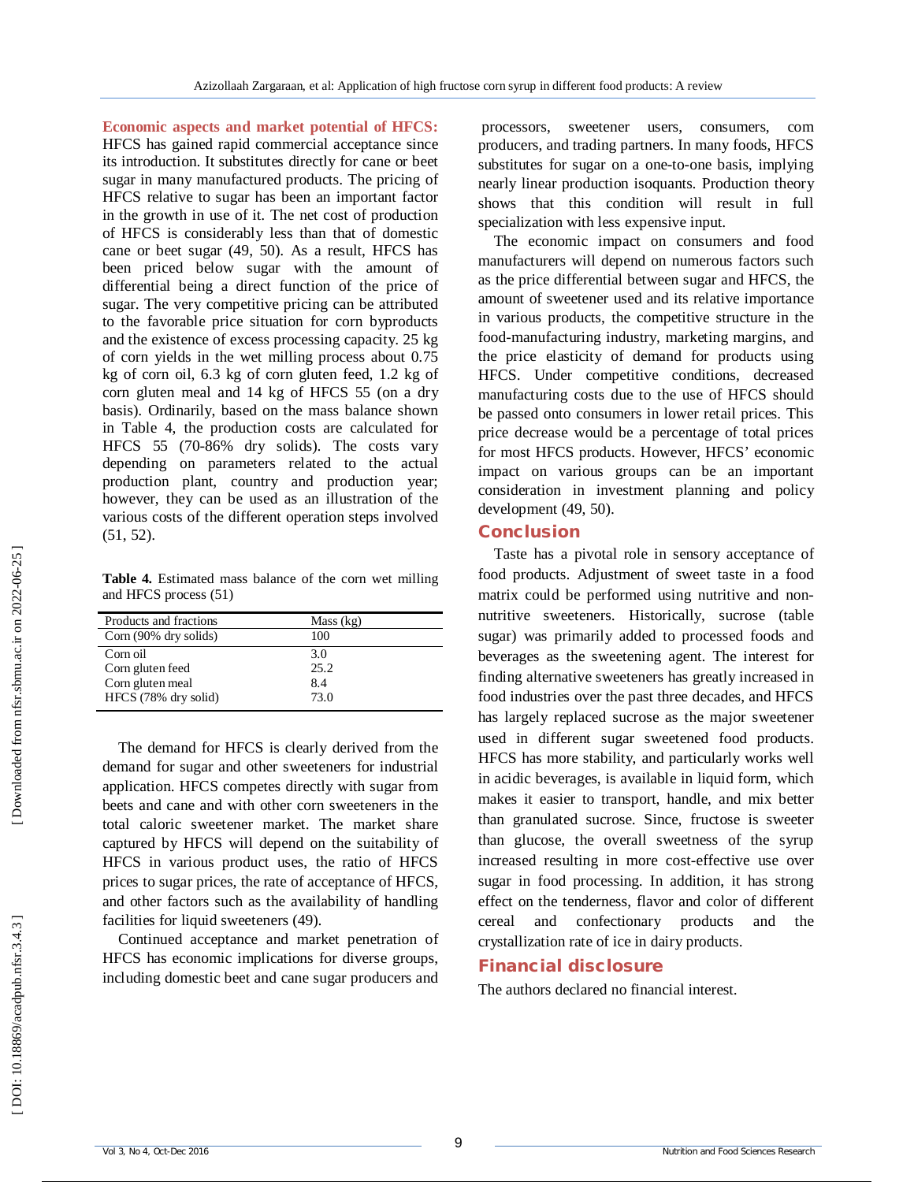**Economic aspects and market potential of HFCS:** HFCS has gained rapid commercial acceptance since its introduction. It substitutes directly for cane or beet sugar in many manufactured products. The pricing of HFCS relative to sugar has been an important factor in the growth in use of it. The net cost of production of HFCS is considerably less than that of domestic cane or beet sugar (49, 50). As a result, HFCS has been priced below sugar with the amount of differential being a direct function of the price of sugar. The very competitive pricing can be attributed to the favorable price situation for corn byproducts and the existence of excess processing capacity. 25 kg of corn yields in the wet milling process about 0.75 kg of corn oil, 6.3 kg of corn gluten feed, 1.2 kg of corn gluten meal and 14 kg of HFCS 55 (on a dry basis). Ordinarily, based on the mass balance shown in Table 4, the production costs are calculated for HFCS 55 (70-86% dry solids). The costs vary depending on parameters related to the actual production plant, country and production year; however, they can be used as an illustration of the various costs of the different operation steps involved (51, 52).

**Table 4.** Estimated mass balance of the corn wet milling and HFCS process (51)

| Products and fractions | Mass (kg) |
|---|---|
| Corn (90% dry solids) | 100 |
| Corn oil | 3.0 |
| Corn gluten feed | 25.2 |
| Corn gluten meal | 8.4 |
| HFCS (78% dry solid) | 73.0 |

The demand for HFCS is clearly derived from the demand for sugar and other sweeteners for industrial application. HFCS competes directly with sugar from beets and cane and with other corn sweeteners in the total caloric sweetener market. The market share captured by HFCS will depend on the suitability of HFCS in various product uses, the ratio of HFCS prices to sugar prices, the rate of acceptance of HFCS, and other factors such as the availability of handling facilities for liquid sweeteners (49).

Continued acceptance and market penetration of HFCS has economic implications for diverse groups, including domestic beet and cane sugar producers and processors, sweetener users, consumers, corn producers, and trading partners. In many foods, HFCS substitutes for sugar on a one-to-one basis, implying nearly linear production isoquants. Production theory shows that this condition will result in full specialization with less expensive input.

The economic impact on consumers and food manufacturers will depend on numerous factors such as the price differential between sugar and HFCS, the amount of sweetener used and its relative importance in various products, the competitive structure in the food-manufacturing industry, marketing margins, and the price elasticity of demand for products using HFCS. Under competitive conditions, decreased manufacturing costs due to the use of HFCS should be passed onto consumers in lower retail prices. This price decrease would be a percentage of total prices for most HFCS products. However, HFCS' economic impact on various groups can be an important consideration in investment planning and policy development (49, 50).

## Conclusion

Taste has a pivotal role in sensory acceptance of food products. Adjustment of sweet taste in a food matrix could be performed using nutritive and non-nutritive sweeteners. Historically, sucrose (table sugar) was primarily added to processed foods and beverages as the sweetening agent. The interest for finding alternative sweeteners has greatly increased in food industries over the past three decades, and HFCS has largely replaced sucrose as the major sweetener used in different sugar sweetened food products. HFCS has more stability, and particularly works well in acidic beverages, is available in liquid form, which makes it easier to transport, handle, and mix better than granulated sucrose. Since, fructose is sweeter than glucose, the overall sweetness of the syrup increased resulting in more cost-effective use over sugar in food processing. In addition, it has strong effect on the tenderness, flavor and color of different cereal and confectionary products and the crystallization rate of ice in dairy products.

## Financial disclosure

The authors declared no financial interest.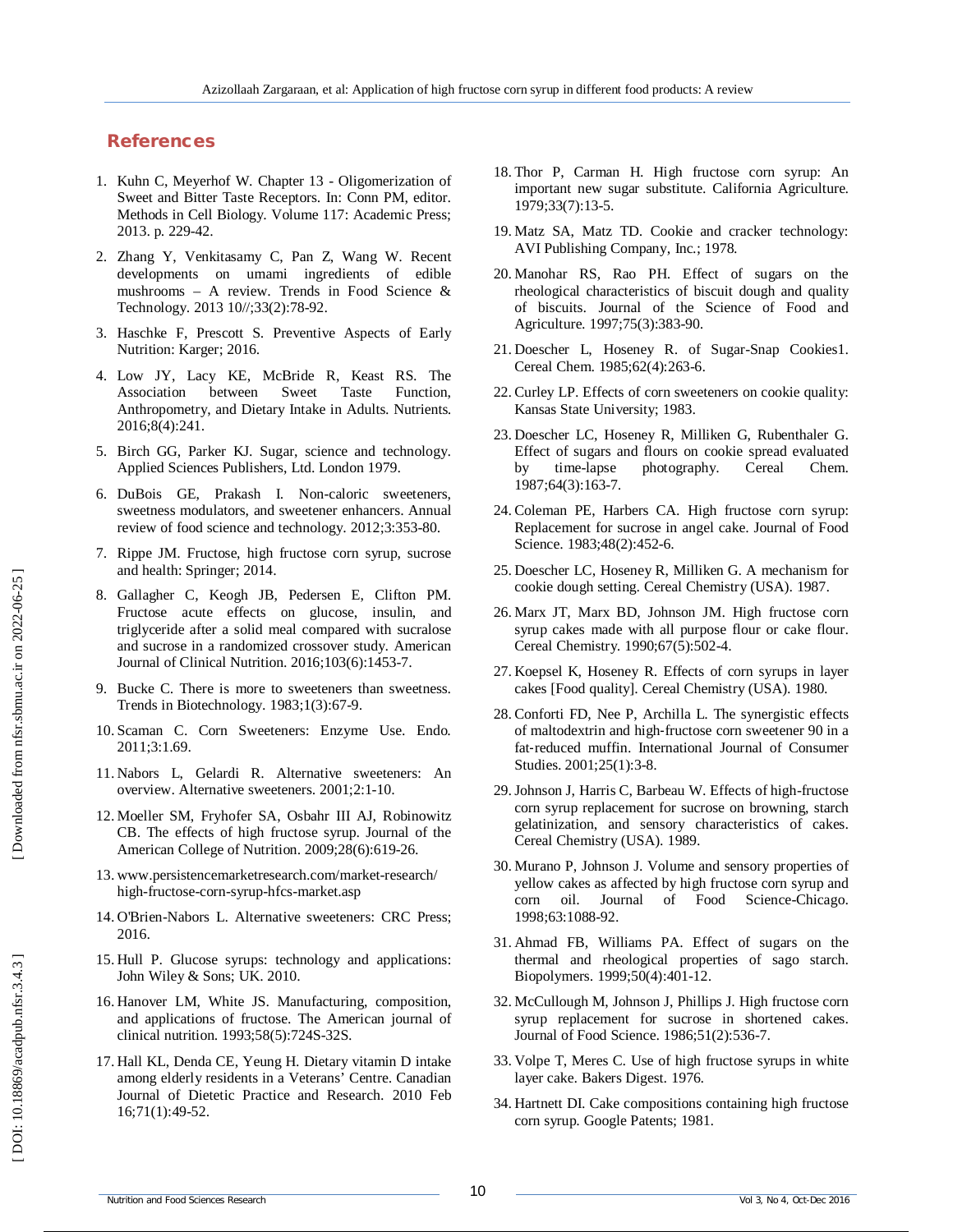## References

1. Kuhn C, Meyerhof W. Chapter 13 - Oligomerization of Sweet and Bitter Taste Receptors. In: Conn PM, editor. Methods in Cell Biology. Volume 117: Academic Press; 2013. p. 229-42.
2. Zhang Y, Venkitasamy C, Pan Z, Wang W. Recent developments on umami ingredients of edible mushrooms – A review. Trends in Food Science & Technology. 2013 10//;33(2):78-92.
3. Haschke F, Prescott S. Preventive Aspects of Early Nutrition: Karger; 2016.
4. Low JY, Lacy KE, McBride R, Keast RS. The Association between Sweet Taste Function, Anthropometry, and Dietary Intake in Adults. Nutrients. 2016;8(4):241.
5. Birch GG, Parker KJ. Sugar, science and technology. Applied Sciences Publishers, Ltd. London 1979.
6. DuBois GE, Prakash I. Non-caloric sweeteners, sweetness modulators, and sweetener enhancers. Annual review of food science and technology. 2012;3:353-80.
7. Rippe JM. Fructose, high fructose corn syrup, sucrose and health: Springer; 2014.
8. Gallagher C, Keogh JB, Pedersen E, Clifton PM. Fructose acute effects on glucose, insulin, and triglyceride after a solid meal compared with sucralose and sucrose in a randomized crossover study. American Journal of Clinical Nutrition. 2016;103(6):1453-7.
9. Bucke C. There is more to sweeteners than sweetness. Trends in Biotechnology. 1983;1(3):67-9.
10. Scaman C. Corn Sweeteners: Enzyme Use. Endo. 2011;3:1.69.
11. Nabors L, Gelardi R. Alternative sweeteners: An overview. Alternative sweeteners. 2001;2:1-10.
12. Moeller SM, Fryhofer SA, Osbahr III AJ, Robinowitz CB. The effects of high fructose syrup. Journal of the American College of Nutrition. 2009;28(6):619-26.
13. www.persistencemarketresearch.com/market-research/ high-fructose-corn-syrup-hfcs-market.asp
14. O'Brien-Nabors L. Alternative sweeteners: CRC Press; 2016.
15. Hull P. Glucose syrups: technology and applications: John Wiley & Sons; UK. 2010.
16. Hanover LM, White JS. Manufacturing, composition, and applications of fructose. The American journal of clinical nutrition. 1993;58(5):724S-32S.
17. Hall KL, Denda CE, Yeung H. Dietary vitamin D intake among elderly residents in a Veterans' Centre. Canadian Journal of Dietetic Practice and Research. 2010 Feb 16;71(1):49-52.
18. Thor P, Carman H. High fructose corn syrup: An important new sugar substitute. California Agriculture. 1979;33(7):13-5.
19. Matz SA, Matz TD. Cookie and cracker technology: AVI Publishing Company, Inc.; 1978.
20. Manohar RS, Rao PH. Effect of sugars on the rheological characteristics of biscuit dough and quality of biscuits. Journal of the Science of Food and Agriculture. 1997;75(3):383-90.
21. Doescher L, Hoseney R. of Sugar-Snap Cookies1. Cereal Chem. 1985;62(4):263-6.
22. Curley LP. Effects of corn sweeteners on cookie quality: Kansas State University; 1983.
23. Doescher LC, Hoseney R, Milliken G, Rubenthaler G. Effect of sugars and flours on cookie spread evaluated by time-lapse photography. Cereal Chem. 1987;64(3):163-7.
24. Coleman PE, Harbers CA. High fructose corn syrup: Replacement for sucrose in angel cake. Journal of Food Science. 1983;48(2):452-6.
25. Doescher LC, Hoseney R, Milliken G. A mechanism for cookie dough setting. Cereal Chemistry (USA). 1987.
26. Marx JT, Marx BD, Johnson JM. High fructose corn syrup cakes made with all purpose flour or cake flour. Cereal Chemistry. 1990;67(5):502-4.
27. Koepsel K, Hoseney R. Effects of corn syrups in layer cakes [Food quality]. Cereal Chemistry (USA). 1980.
28. Conforti FD, Nee P, Archilla L. The synergistic effects of maltodextrin and high-fructose corn sweetener 90 in a fat-reduced muffin. International Journal of Consumer Studies. 2001;25(1):3-8.
29. Johnson J, Harris C, Barbeau W. Effects of high-fructose corn syrup replacement for sucrose on browning, starch gelatinization, and sensory characteristics of cakes. Cereal Chemistry (USA). 1989.
30. Murano P, Johnson J. Volume and sensory properties of yellow cakes as affected by high fructose corn syrup and corn oil. Journal of Food Science-Chicago. 1998;63:1088-92.
31. Ahmad FB, Williams PA. Effect of sugars on the thermal and rheological properties of sago starch. Biopolymers. 1999;50(4):401-12.
32. McCullough M, Johnson J, Phillips J. High fructose corn syrup replacement for sucrose in shortened cakes. Journal of Food Science. 1986;51(2):536-7.
33. Volpe T, Meres C. Use of high fructose syrups in white layer cake. Bakers Digest. 1976.
34. Hartnett DI. Cake compositions containing high fructose corn syrup. Google Patents; 1981.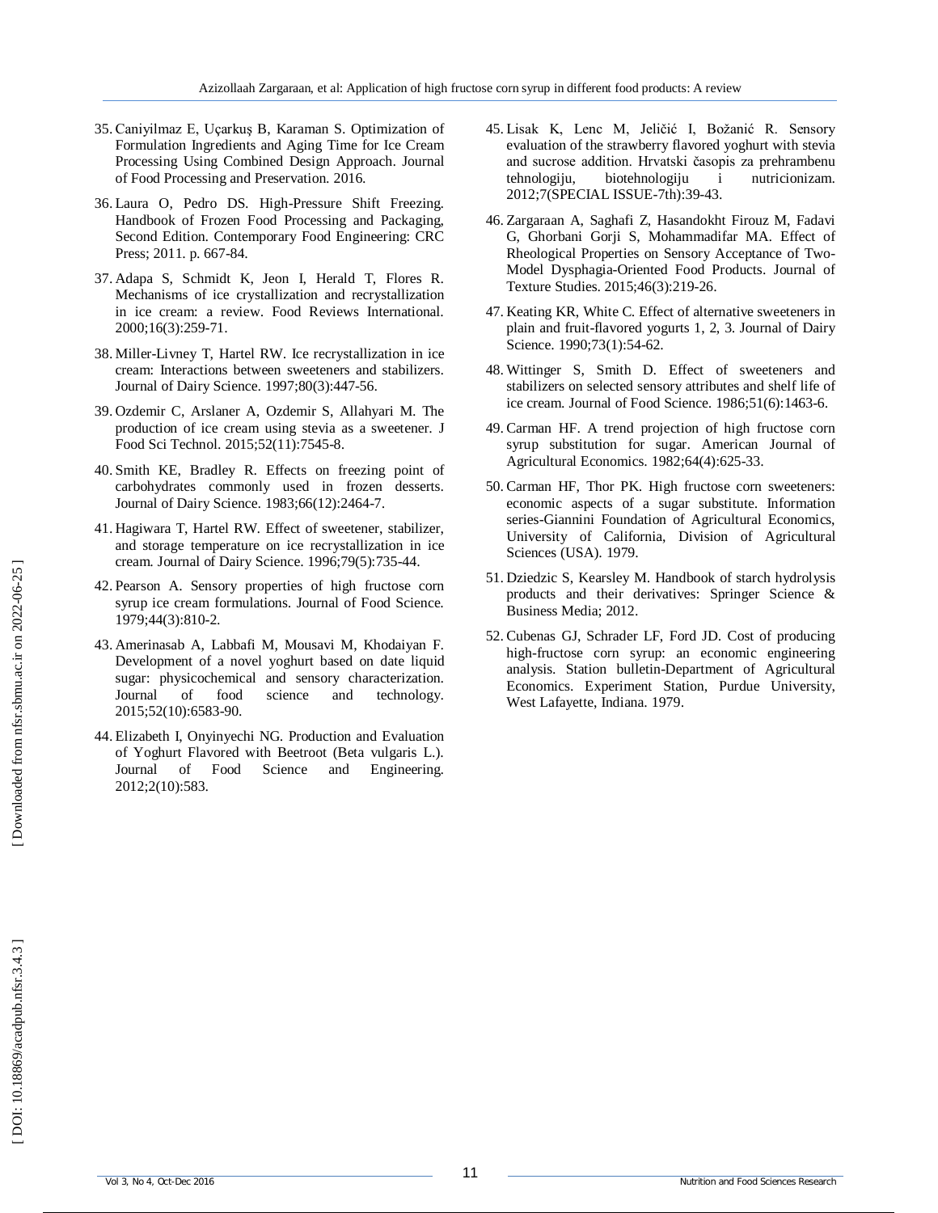35. Caniyilmaz E, Uçarkuş B, Karaman S. Optimization of Formulation Ingredients and Aging Time for Ice Cream Processing Using Combined Design Approach. Journal of Food Processing and Preservation. 2016.
36. Laura O, Pedro DS. High-Pressure Shift Freezing. Handbook of Frozen Food Processing and Packaging, Second Edition. Contemporary Food Engineering: CRC Press; 2011. p. 667-84.
37. Adapa S, Schmidt K, Jeon I, Herald T, Flores R. Mechanisms of ice crystallization and recrystallization in ice cream: a review. Food Reviews International. 2000;16(3):259-71.
38. Miller-Livney T, Hartel RW. Ice recrystallization in ice cream: Interactions between sweeteners and stabilizers. Journal of Dairy Science. 1997;80(3):447-56.
39. Ozdemir C, Arslaner A, Ozdemir S, Allahyari M. The production of ice cream using stevia as a sweetener. J Food Sci Technol. 2015;52(11):7545-8.
40. Smith KE, Bradley R. Effects on freezing point of carbohydrates commonly used in frozen desserts. Journal of Dairy Science. 1983;66(12):2464-7.
41. Hagiwara T, Hartel RW. Effect of sweetener, stabilizer, and storage temperature on ice recrystallization in ice cream. Journal of Dairy Science. 1996;79(5):735-44.
42. Pearson A. Sensory properties of high fructose corn syrup ice cream formulations. Journal of Food Science. 1979;44(3):810-2.
43. Amerinasab A, Labbafi M, Mousavi M, Khodaiyan F. Development of a novel yoghurt based on date liquid sugar: physicochemical and sensory characterization. Journal of food science and technology. 2015;52(10):6583-90.
44. Elizabeth I, Onyinyechi NG. Production and Evaluation of Yoghurt Flavored with Beetroot (Beta vulgaris L.). Journal of Food Science and Engineering. 2012;2(10):583.
45. Lisak K, Lenc M, Jeličić I, Božanić R. Sensory evaluation of the strawberry flavored yoghurt with stevia and sucrose addition. Hrvatski časopis za prehrambenu tehnologiju, biotehnologiju i nutricionizam. 2012;7(SPECIAL ISSUE-7th):39-43.
46. Zargaraan A, Saghafi Z, Hasandokht Firouz M, Fadavi G, Ghorbani Gorji S, Mohammadifar MA. Effect of Rheological Properties on Sensory Acceptance of Two-Model Dysphagia-Oriented Food Products. Journal of Texture Studies. 2015;46(3):219-26.
47. Keating KR, White C. Effect of alternative sweeteners in plain and fruit-flavored yogurts 1, 2, 3. Journal of Dairy Science. 1990;73(1):54-62.
48. Wittinger S, Smith D. Effect of sweeteners and stabilizers on selected sensory attributes and shelf life of ice cream. Journal of Food Science. 1986;51(6):1463-6.
49. Carman HF. A trend projection of high fructose corn syrup substitution for sugar. American Journal of Agricultural Economics. 1982;64(4):625-33.
50. Carman HF, Thor PK. High fructose corn sweeteners: economic aspects of a sugar substitute. Information series-Giannini Foundation of Agricultural Economics, University of California, Division of Agricultural Sciences (USA). 1979.
51. Dziedzic S, Kearsley M. Handbook of starch hydrolysis products and their derivatives: Springer Science & Business Media; 2012.
52. Cubenas GJ, Schrader LF, Ford JD. Cost of producing high-fructose corn syrup: an economic engineering analysis. Station bulletin-Department of Agricultural Economics. Experiment Station, Purdue University, West Lafayette, Indiana. 1979.